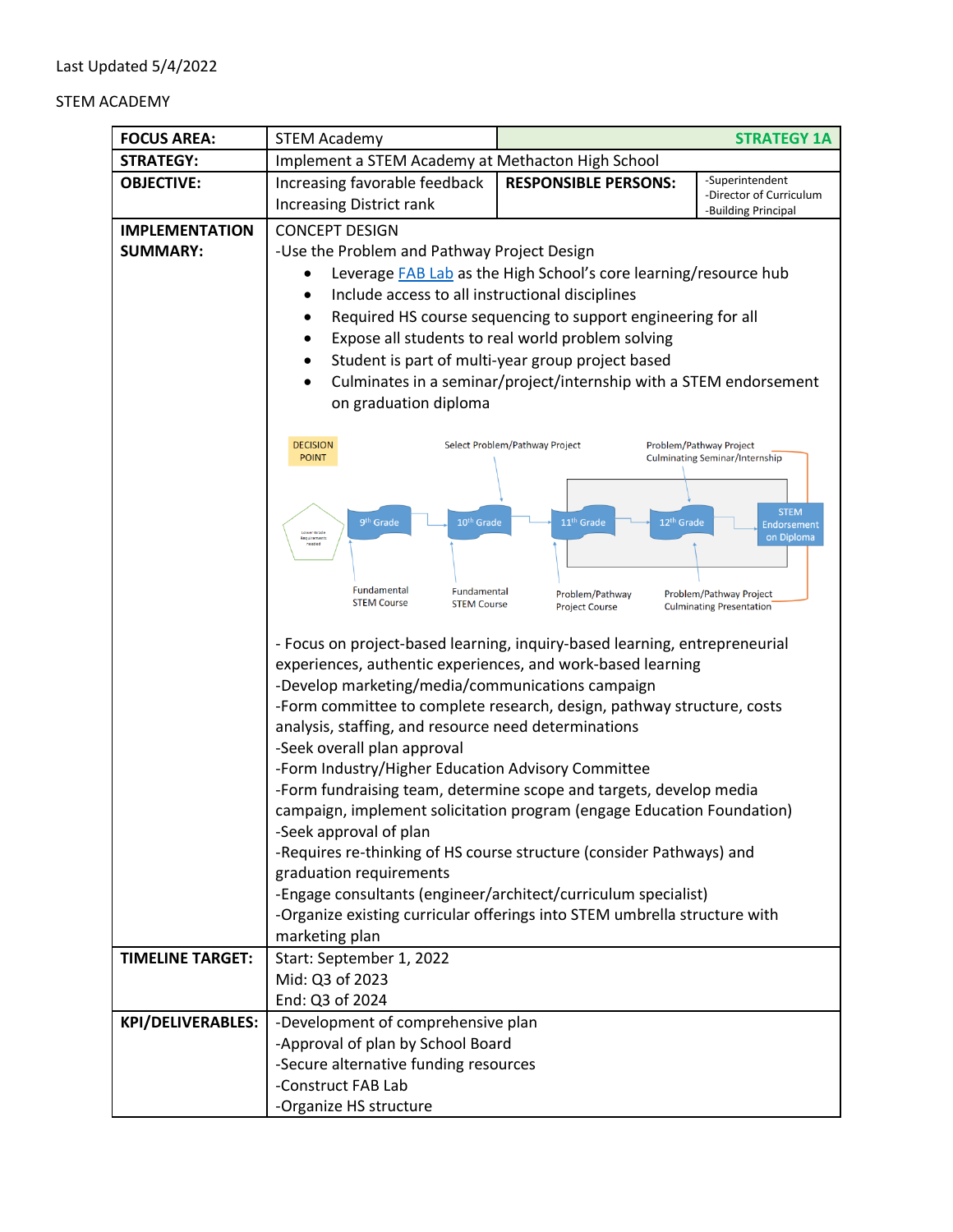Last Updated 5/4/2022

STEM ACADEMY

| **FOCUS AREA:** | STEM Academy | | **STRATEGY 1A** |
|---|---|---|---|
| **STRATEGY:** | Implement a STEM Academy at Methacton High School | | |
| **OBJECTIVE:** | Increasing favorable feedback<br>Increasing District rank | **RESPONSIBLE PERSONS:** | -Superintendent<br>-Director of Curriculum<br>-Building Principal |
| **IMPLEMENTATION SUMMARY:** | CONCEPT DESIGN<br>-Use the Problem and Pathway Project Design<br>• Leverage FAB Lab as the High School's core learning/resource hub<br>• Include access to all instructional disciplines<br>• Required HS course sequencing to support engineering for all<br>• Expose all students to real world problem solving<br>• Student is part of multi-year group project based<br>• Culminates in a seminar/project/internship with a STEM endorsement on graduation diploma<br><br>DECISION POINT; Lower Grade Requirements needed; 9th Grade; 10th Grade; 11th Grade; 12th Grade; STEM Endorsement on Diploma; Select Problem/Pathway Project; Problem/Pathway Project Culminating Seminar/Internship; Fundamental STEM Course; Fundamental STEM Course; Problem/Pathway Project Course; Problem/Pathway Project Culminating Presentation<br><br>- Focus on project-based learning, inquiry-based learning, entrepreneurial experiences, authentic experiences, and work-based learning<br>-Develop marketing/media/communications campaign<br>-Form committee to complete research, design, pathway structure, costs analysis, staffing, and resource need determinations<br>-Seek overall plan approval<br>-Form Industry/Higher Education Advisory Committee<br>-Form fundraising team, determine scope and targets, develop media campaign, implement solicitation program (engage Education Foundation)<br>-Seek approval of plan<br>-Requires re-thinking of HS course structure (consider Pathways) and graduation requirements<br>-Engage consultants (engineer/architect/curriculum specialist)<br>-Organize existing curricular offerings into STEM umbrella structure with marketing plan | | |
| **TIMELINE TARGET:** | Start: September 1, 2022<br>Mid: Q3 of 2023<br>End: Q3 of 2024 | | |
| **KPI/DELIVERABLES:** | -Development of comprehensive plan<br>-Approval of plan by School Board<br>-Secure alternative funding resources<br>-Construct FAB Lab<br>-Organize HS structure | | |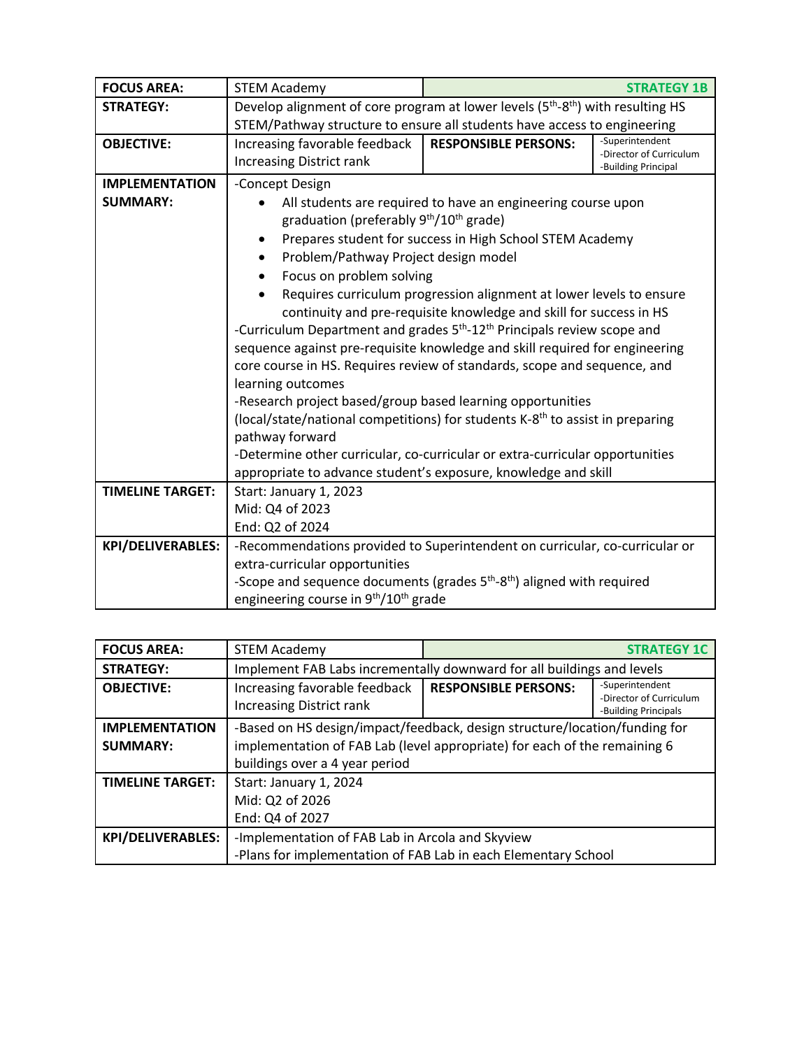| | | | |
|---|---|---|---|
| **FOCUS AREA:** | STEM Academy | | **STRATEGY 1B** |
| **STRATEGY:** | Develop alignment of core program at lower levels (5th-8th) with resulting HS STEM/Pathway structure to ensure all students have access to engineering | | |
| **OBJECTIVE:** | Increasing favorable feedback<br>Increasing District rank | **RESPONSIBLE PERSONS:** | -Superintendent<br>-Director of Curriculum<br>-Building Principal |
| **IMPLEMENTATION SUMMARY:** | -Concept Design<br>• All students are required to have an engineering course upon graduation (preferably 9th/10th grade)<br>• Prepares student for success in High School STEM Academy<br>• Problem/Pathway Project design model<br>• Focus on problem solving<br>• Requires curriculum progression alignment at lower levels to ensure continuity and pre-requisite knowledge and skill for success in HS<br>-Curriculum Department and grades 5th-12th Principals review scope and sequence against pre-requisite knowledge and skill required for engineering core course in HS. Requires review of standards, scope and sequence, and learning outcomes<br>-Research project based/group based learning opportunities (local/state/national competitions) for students K-8th to assist in preparing pathway forward<br>-Determine other curricular, co-curricular or extra-curricular opportunities appropriate to advance student's exposure, knowledge and skill | | |
| **TIMELINE TARGET:** | Start: January 1, 2023<br>Mid: Q4 of 2023<br>End: Q2 of 2024 | | |
| **KPI/DELIVERABLES:** | -Recommendations provided to Superintendent on curricular, co-curricular or extra-curricular opportunities<br>-Scope and sequence documents (grades 5th-8th) aligned with required engineering course in 9th/10th grade | | |

| | | | |
|---|---|---|---|
| **FOCUS AREA:** | STEM Academy | | **STRATEGY 1C** |
| **STRATEGY:** | Implement FAB Labs incrementally downward for all buildings and levels | | |
| **OBJECTIVE:** | Increasing favorable feedback<br>Increasing District rank | **RESPONSIBLE PERSONS:** | -Superintendent<br>-Director of Curriculum<br>-Building Principals |
| **IMPLEMENTATION SUMMARY:** | -Based on HS design/impact/feedback, design structure/location/funding for implementation of FAB Lab (level appropriate) for each of the remaining 6 buildings over a 4 year period | | |
| **TIMELINE TARGET:** | Start: January 1, 2024<br>Mid: Q2 of 2026<br>End: Q4 of 2027 | | |
| **KPI/DELIVERABLES:** | -Implementation of FAB Lab in Arcola and Skyview<br>-Plans for implementation of FAB Lab in each Elementary School | | |